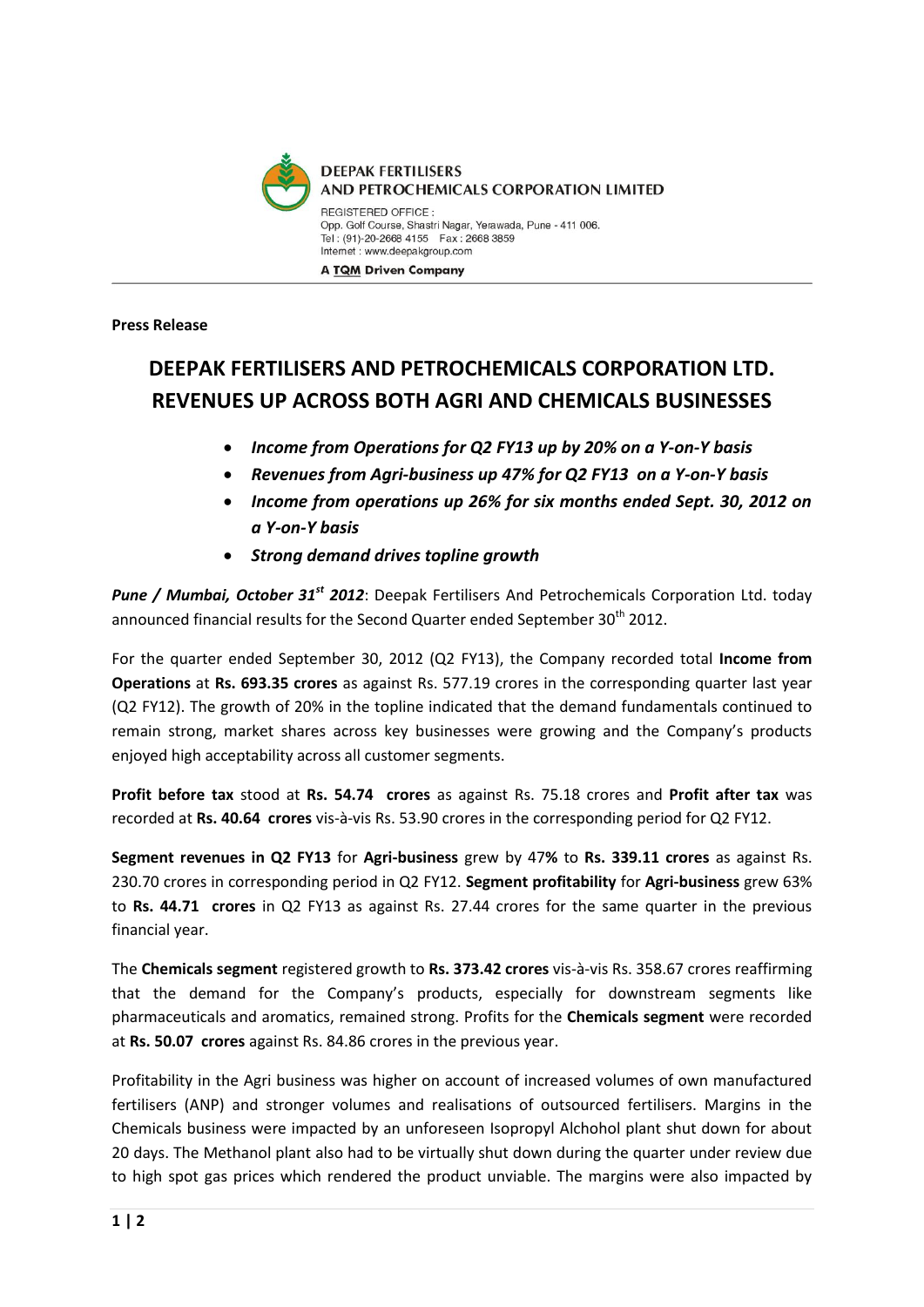DEEPAK FERTILISERS AND PETROCHEMICALS CORPORATION LIMITED

REGISTERED OFFICE : Opp. Golf Course, Shastri Nagar, Yerawada, Pune - 411 006.
Tel : (91)-20-2668 4155 Fax : 2668 3859
Internet : www.deepakgroup.com

A TQM Driven Company

**Press Release**

# DEEPAK FERTILISERS AND PETROCHEMICALS CORPORATION LTD. REVENUES UP ACROSS BOTH AGRI AND CHEMICALS BUSINESSES

- ***Income from Operations for Q2 FY13 up by 20% on a Y-on-Y basis***
- ***Revenues from Agri-business up 47% for Q2 FY13 on a Y-on-Y basis***
- ***Income from operations up 26% for six months ended Sept. 30, 2012 on a Y-on-Y basis***
- ***Strong demand drives topline growth***

***Pune / Mumbai, October 31st 2012***: Deepak Fertilisers And Petrochemicals Corporation Ltd. today announced financial results for the Second Quarter ended September 30th 2012.

For the quarter ended September 30, 2012 (Q2 FY13), the Company recorded total **Income from Operations** at **Rs. 693.35 crores** as against Rs. 577.19 crores in the corresponding quarter last year (Q2 FY12). The growth of 20% in the topline indicated that the demand fundamentals continued to remain strong, market shares across key businesses were growing and the Company's products enjoyed high acceptability across all customer segments.

**Profit before tax** stood at **Rs. 54.74 crores** as against Rs. 75.18 crores and **Profit after tax** was recorded at **Rs. 40.64 crores** vis-à-vis Rs. 53.90 crores in the corresponding period for Q2 FY12.

**Segment revenues in Q2 FY13** for **Agri-business** grew by 47**%** to **Rs. 339.11 crores** as against Rs. 230.70 crores in corresponding period in Q2 FY12. **Segment profitability** for **Agri-business** grew 63% to **Rs. 44.71 crores** in Q2 FY13 as against Rs. 27.44 crores for the same quarter in the previous financial year.

The **Chemicals segment** registered growth to **Rs. 373.42 crores** vis-à-vis Rs. 358.67 crores reaffirming that the demand for the Company's products, especially for downstream segments like pharmaceuticals and aromatics, remained strong. Profits for the **Chemicals segment** were recorded at **Rs. 50.07 crores** against Rs. 84.86 crores in the previous year.

Profitability in the Agri business was higher on account of increased volumes of own manufactured fertilisers (ANP) and stronger volumes and realisations of outsourced fertilisers. Margins in the Chemicals business were impacted by an unforeseen Isopropyl Alchohol plant shut down for about 20 days. The Methanol plant also had to be virtually shut down during the quarter under review due to high spot gas prices which rendered the product unviable. The margins were also impacted by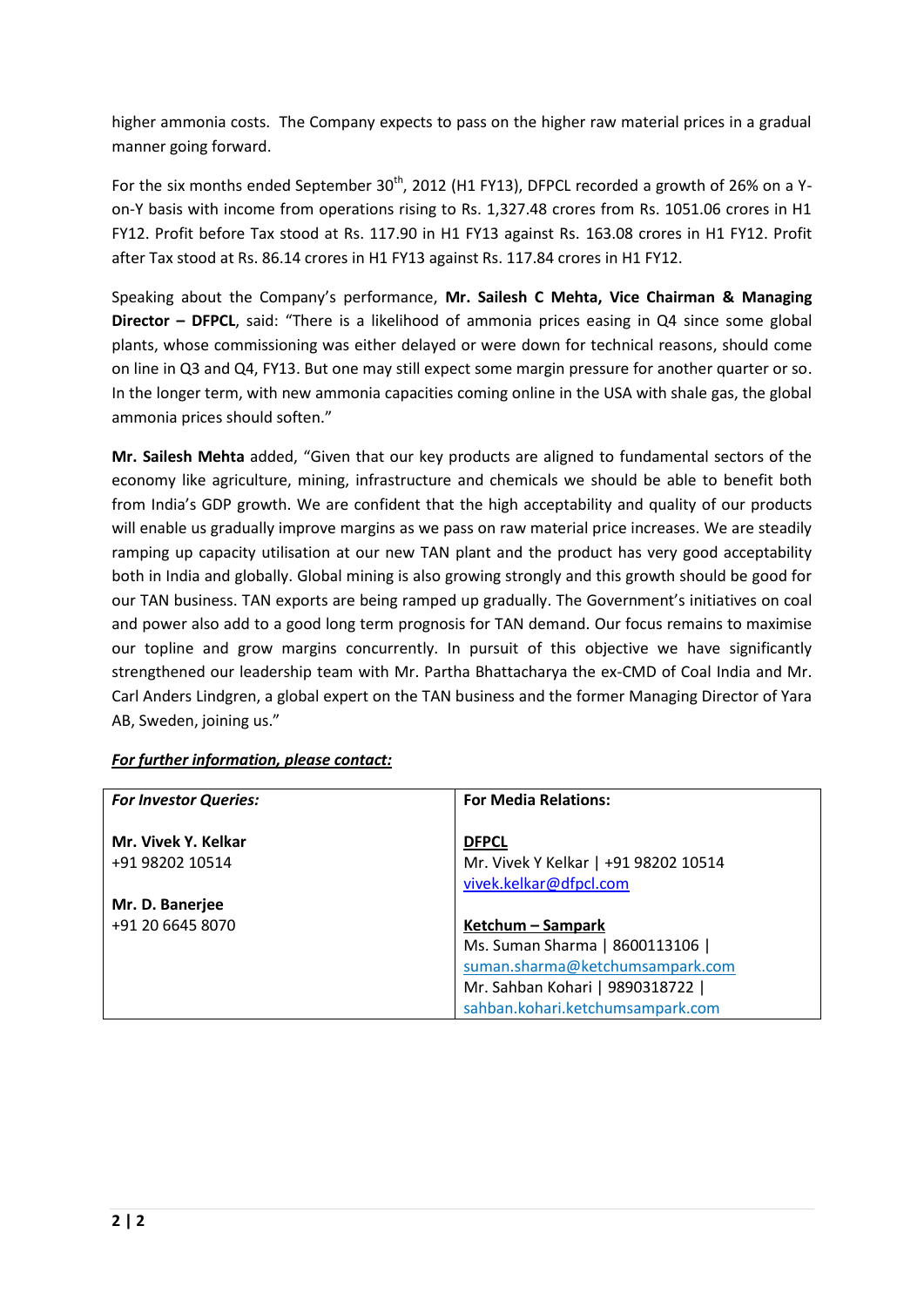higher ammonia costs. The Company expects to pass on the higher raw material prices in a gradual manner going forward.

For the six months ended September 30th, 2012 (H1 FY13), DFPCL recorded a growth of 26% on a Y-on-Y basis with income from operations rising to Rs. 1,327.48 crores from Rs. 1051.06 crores in H1 FY12. Profit before Tax stood at Rs. 117.90 in H1 FY13 against Rs. 163.08 crores in H1 FY12. Profit after Tax stood at Rs. 86.14 crores in H1 FY13 against Rs. 117.84 crores in H1 FY12.

Speaking about the Company's performance, **Mr. Sailesh C Mehta, Vice Chairman & Managing Director – DFPCL**, said: "There is a likelihood of ammonia prices easing in Q4 since some global plants, whose commissioning was either delayed or were down for technical reasons, should come on line in Q3 and Q4, FY13. But one may still expect some margin pressure for another quarter or so. In the longer term, with new ammonia capacities coming online in the USA with shale gas, the global ammonia prices should soften."

**Mr. Sailesh Mehta** added, "Given that our key products are aligned to fundamental sectors of the economy like agriculture, mining, infrastructure and chemicals we should be able to benefit both from India's GDP growth. We are confident that the high acceptability and quality of our products will enable us gradually improve margins as we pass on raw material price increases. We are steadily ramping up capacity utilisation at our new TAN plant and the product has very good acceptability both in India and globally. Global mining is also growing strongly and this growth should be good for our TAN business. TAN exports are being ramped up gradually. The Government's initiatives on coal and power also add to a good long term prognosis for TAN demand. Our focus remains to maximise our topline and grow margins concurrently. In pursuit of this objective we have significantly strengthened our leadership team with Mr. Partha Bhattacharya the ex-CMD of Coal India and Mr. Carl Anders Lindgren, a global expert on the TAN business and the former Managing Director of Yara AB, Sweden, joining us."

***For further information, please contact:***

| ***For Investor Queries:*** | **For Media Relations:** |
| --- | --- |
| **Mr. Vivek Y. Kelkar**<br>+91 98202 10514<br><br>**Mr. D. Banerjee**<br>+91 20 6645 8070 | **DFPCL**<br>Mr. Vivek Y Kelkar \| +91 98202 10514<br>vivek.kelkar@dfpcl.com<br><br>**Ketchum – Sampark**<br>Ms. Suman Sharma \| 8600113106 \|<br>suman.sharma@ketchumsampark.com<br>Mr. Sahban Kohari \| 9890318722 \|<br>sahban.kohari.ketchumsampark.com |